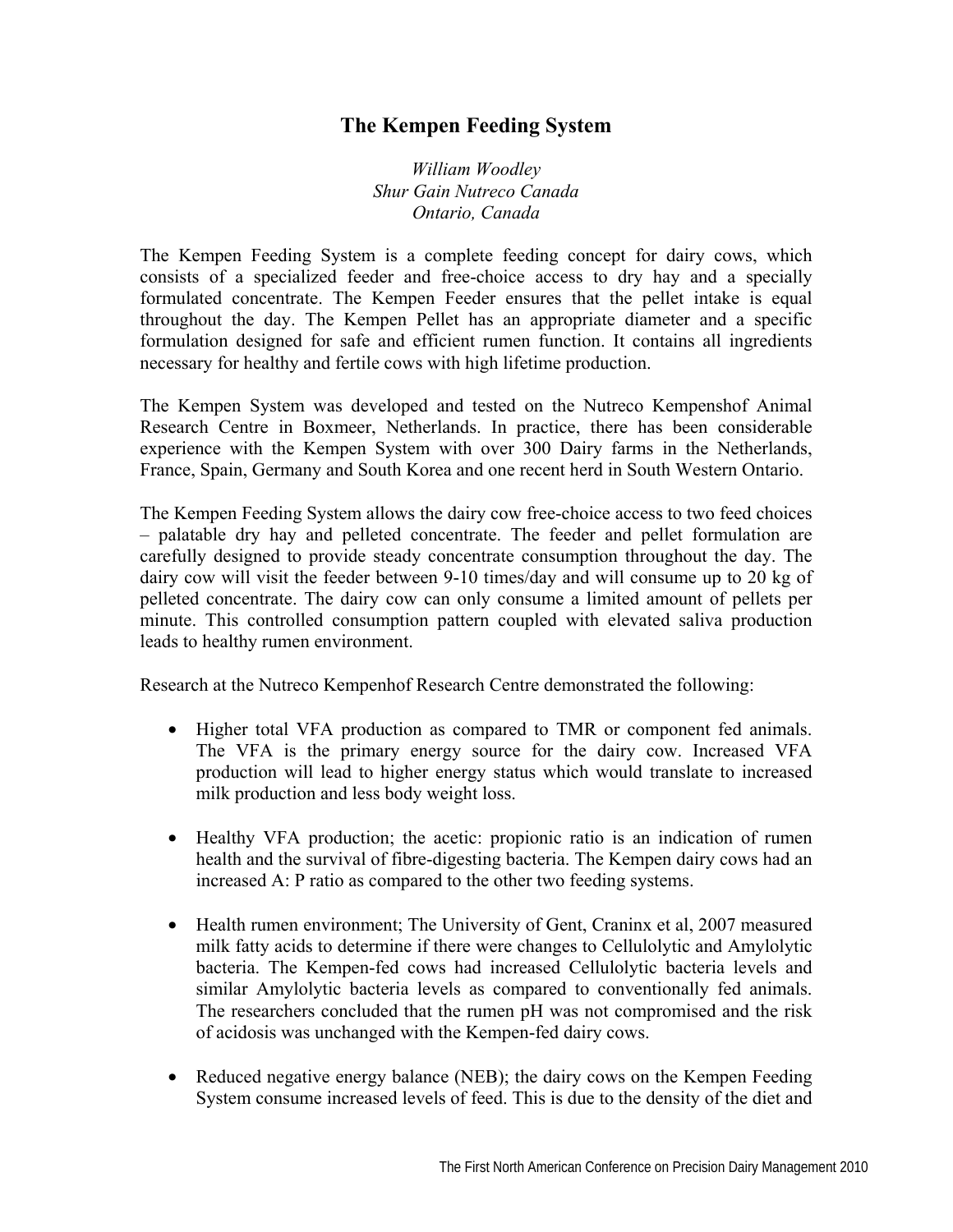# The Kempen Feeding System

*William Woodley*
*Shur Gain Nutreco Canada*
*Ontario, Canada*

The Kempen Feeding System is a complete feeding concept for dairy cows, which consists of a specialized feeder and free-choice access to dry hay and a specially formulated concentrate. The Kempen Feeder ensures that the pellet intake is equal throughout the day. The Kempen Pellet has an appropriate diameter and a specific formulation designed for safe and efficient rumen function. It contains all ingredients necessary for healthy and fertile cows with high lifetime production.

The Kempen System was developed and tested on the Nutreco Kempenshof Animal Research Centre in Boxmeer, Netherlands. In practice, there has been considerable experience with the Kempen System with over 300 Dairy farms in the Netherlands, France, Spain, Germany and South Korea and one recent herd in South Western Ontario.

The Kempen Feeding System allows the dairy cow free-choice access to two feed choices – palatable dry hay and pelleted concentrate. The feeder and pellet formulation are carefully designed to provide steady concentrate consumption throughout the day. The dairy cow will visit the feeder between 9-10 times/day and will consume up to 20 kg of pelleted concentrate. The dairy cow can only consume a limited amount of pellets per minute. This controlled consumption pattern coupled with elevated saliva production leads to healthy rumen environment.

Research at the Nutreco Kempenhof Research Centre demonstrated the following:

- Higher total VFA production as compared to TMR or component fed animals. The VFA is the primary energy source for the dairy cow. Increased VFA production will lead to higher energy status which would translate to increased milk production and less body weight loss.
- Healthy VFA production; the acetic: propionic ratio is an indication of rumen health and the survival of fibre-digesting bacteria. The Kempen dairy cows had an increased A: P ratio as compared to the other two feeding systems.
- Health rumen environment; The University of Gent, Craninx et al, 2007 measured milk fatty acids to determine if there were changes to Cellulolytic and Amylolytic bacteria. The Kempen-fed cows had increased Cellulolytic bacteria levels and similar Amylolytic bacteria levels as compared to conventionally fed animals. The researchers concluded that the rumen pH was not compromised and the risk of acidosis was unchanged with the Kempen-fed dairy cows.
- Reduced negative energy balance (NEB); the dairy cows on the Kempen Feeding System consume increased levels of feed. This is due to the density of the diet and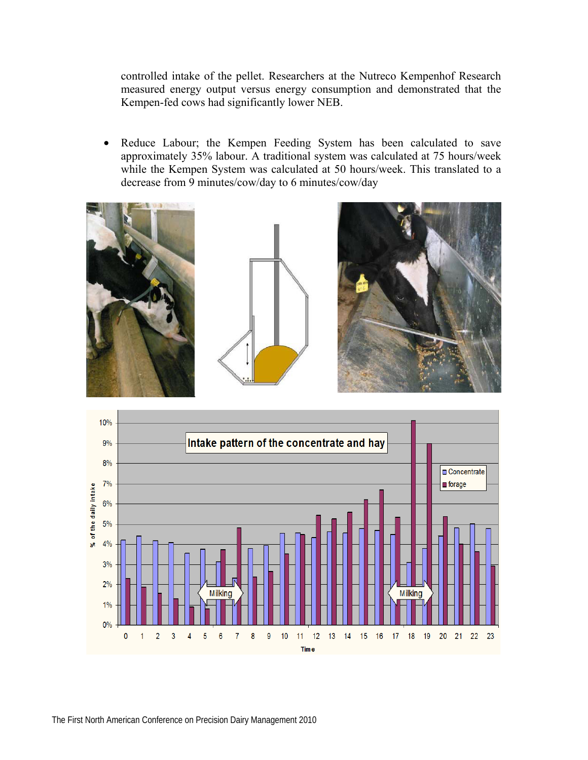controlled intake of the pellet. Researchers at the Nutreco Kempenhof Research measured energy output versus energy consumption and demonstrated that the Kempen-fed cows had significantly lower NEB.

- Reduce Labour; the Kempen Feeding System has been calculated to save approximately 35% labour. A traditional system was calculated at 75 hours/week while the Kempen System was calculated at 50 hours/week. This translated to a decrease from 9 minutes/cow/day to 6 minutes/cow/day

Intake pattern of the concentrate and hay

% of the daily intake

10%
9%
8%
7%
6%
5%
4%
3%
2%
1%
0%

0 1 2 3 4 5 6 7 8 9 10 11 12 13 14 15 16 17 18 19 20 21 22 23

Time

Concentrate
forage

Milking
Milking